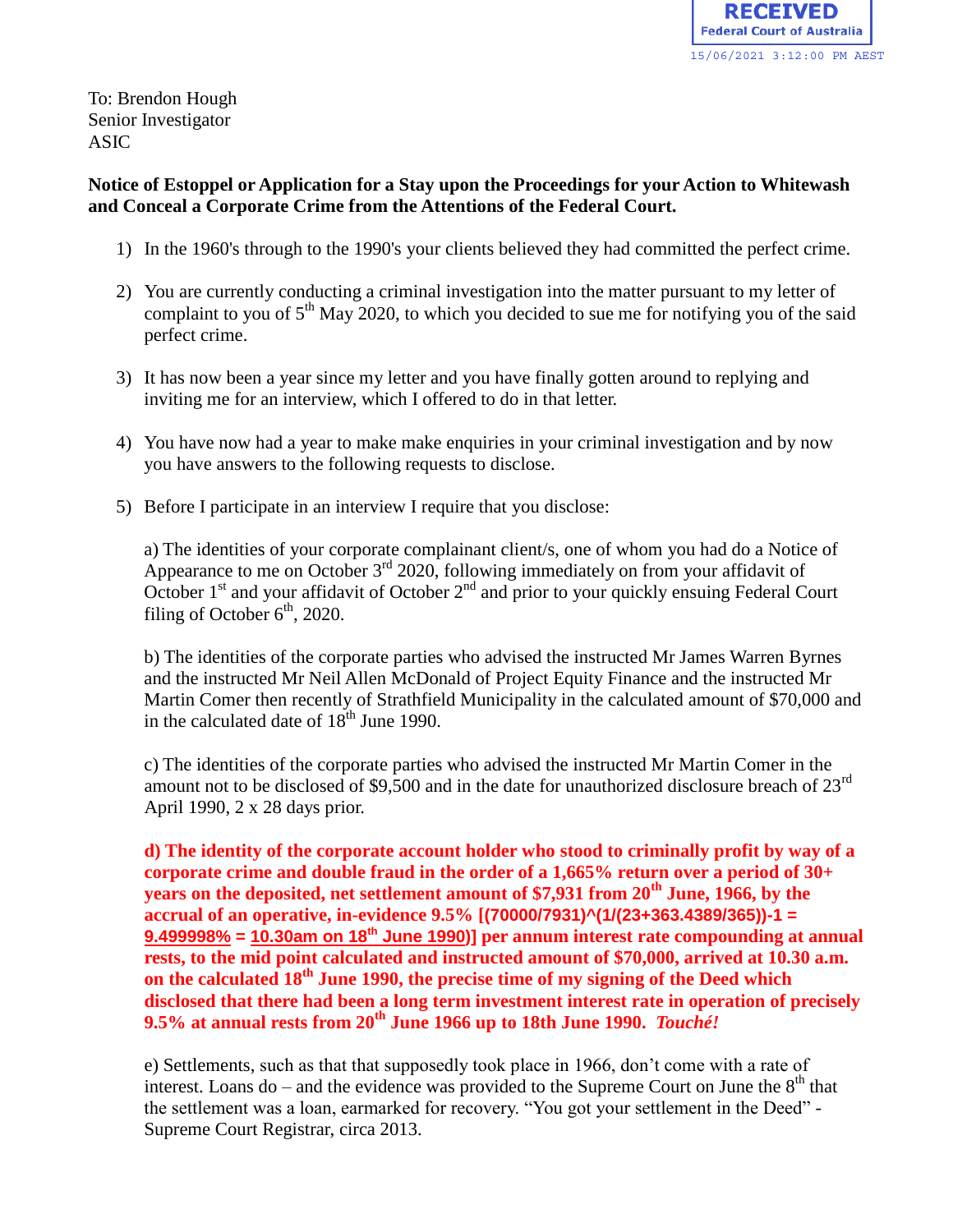RECEIVED
Federal Court of Australia
15/06/2021 3:12:00 PM AEST

To: Brendon Hough
Senior Investigator
ASIC

**Notice of Estoppel or Application for a Stay upon the Proceedings for your Action to Whitewash and Conceal a Corporate Crime from the Attentions of the Federal Court.**

1) In the 1960's through to the 1990's your clients believed they had committed the perfect crime.

2) You are currently conducting a criminal investigation into the matter pursuant to my letter of complaint to you of 5th May 2020, to which you decided to sue me for notifying you of the said perfect crime.

3) It has now been a year since my letter and you have finally gotten around to replying and inviting me for an interview, which I offered to do in that letter.

4) You have now had a year to make make enquiries in your criminal investigation and by now you have answers to the following requests to disclose.

5) Before I participate in an interview I require that you disclose:

   a) The identities of your corporate complainant client/s, one of whom you had do a Notice of Appearance to me on October 3rd 2020, following immediately on from your affidavit of October 1st and your affidavit of October 2nd and prior to your quickly ensuing Federal Court filing of October 6th, 2020.

   b) The identities of the corporate parties who advised the instructed Mr James Warren Byrnes and the instructed Mr Neil Allen McDonald of Project Equity Finance and the instructed Mr Martin Comer then recently of Strathfield Municipality in the calculated amount of $70,000 and in the calculated date of 18th June 1990.

   c) The identities of the corporate parties who advised the instructed Mr Martin Comer in the amount not to be disclosed of $9,500 and in the date for unauthorized disclosure breach of 23rd April 1990, 2 x 28 days prior.

   **d) The identity of the corporate account holder who stood to criminally profit by way of a corporate crime and double fraud in the order of a 1,665% return over a period of 30+ years on the deposited, net settlement amount of $7,931 from 20th June, 1966, by the accrual of an operative, in-evidence 9.5% [(70000/7931)^(1/(23+363.4389/365))-1 = <u>9.499998%</u> = <u>10.30am on 18th June 1990</u>)] per annum interest rate compounding at annual rests, to the mid point calculated and instructed amount of $70,000, arrived at 10.30 a.m. on the calculated 18th June 1990, the precise time of my signing of the Deed which disclosed that there had been a long term investment interest rate in operation of precisely 9.5% at annual rests from 20th June 1966 up to 18th June 1990. *Touché!***

   e) Settlements, such as that that supposedly took place in 1966, don't come with a rate of interest. Loans do – and the evidence was provided to the Supreme Court on June the 8th that the settlement was a loan, earmarked for recovery. "You got your settlement in the Deed" - Supreme Court Registrar, circa 2013.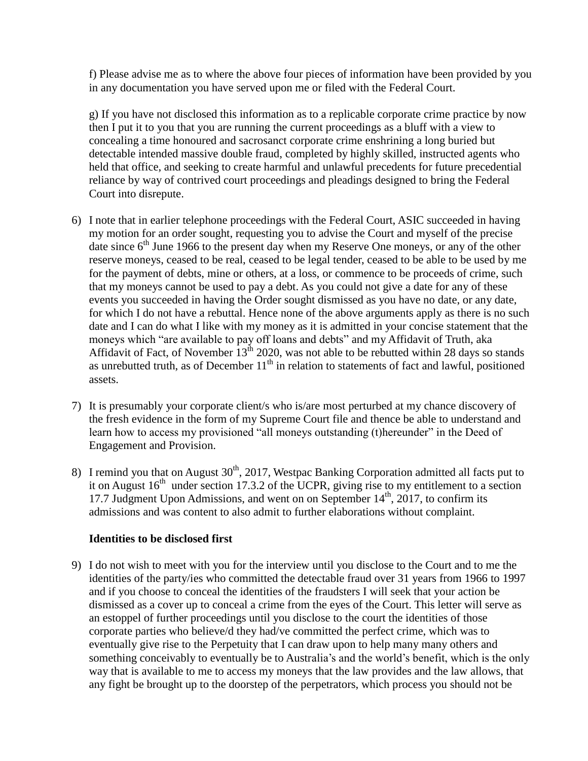f) Please advise me as to where the above four pieces of information have been provided by you in any documentation you have served upon me or filed with the Federal Court.

g) If you have not disclosed this information as to a replicable corporate crime practice by now then I put it to you that you are running the current proceedings as a bluff with a view to concealing a time honoured and sacrosanct corporate crime enshrining a long buried but detectable intended massive double fraud, completed by highly skilled, instructed agents who held that office, and seeking to create harmful and unlawful precedents for future precedential reliance by way of contrived court proceedings and pleadings designed to bring the Federal Court into disrepute.

6) I note that in earlier telephone proceedings with the Federal Court, ASIC succeeded in having my motion for an order sought, requesting you to advise the Court and myself of the precise date since 6th June 1966 to the present day when my Reserve One moneys, or any of the other reserve moneys, ceased to be real, ceased to be legal tender, ceased to be able to be used by me for the payment of debts, mine or others, at a loss, or commence to be proceeds of crime, such that my moneys cannot be used to pay a debt. As you could not give a date for any of these events you succeeded in having the Order sought dismissed as you have no date, or any date, for which I do not have a rebuttal. Hence none of the above arguments apply as there is no such date and I can do what I like with my money as it is admitted in your concise statement that the moneys which "are available to pay off loans and debts" and my Affidavit of Truth, aka Affidavit of Fact, of November 13th 2020, was not able to be rebutted within 28 days so stands as unrebutted truth, as of December 11th in relation to statements of fact and lawful, positioned assets.

7) It is presumably your corporate client/s who is/are most perturbed at my chance discovery of the fresh evidence in the form of my Supreme Court file and thence be able to understand and learn how to access my provisioned "all moneys outstanding (t)hereunder" in the Deed of Engagement and Provision.

8) I remind you that on August 30th, 2017, Westpac Banking Corporation admitted all facts put to it on August 16th under section 17.3.2 of the UCPR, giving rise to my entitlement to a section 17.7 Judgment Upon Admissions, and went on on September 14th, 2017, to confirm its admissions and was content to also admit to further elaborations without complaint.

**Identities to be disclosed first**

9) I do not wish to meet with you for the interview until you disclose to the Court and to me the identities of the party/ies who committed the detectable fraud over 31 years from 1966 to 1997 and if you choose to conceal the identities of the fraudsters I will seek that your action be dismissed as a cover up to conceal a crime from the eyes of the Court. This letter will serve as an estoppel of further proceedings until you disclose to the court the identities of those corporate parties who believe/d they had/ve committed the perfect crime, which was to eventually give rise to the Perpetuity that I can draw upon to help many many others and something conceivably to eventually be to Australia's and the world's benefit, which is the only way that is available to me to access my moneys that the law provides and the law allows, that any fight be brought up to the doorstep of the perpetrators, which process you should not be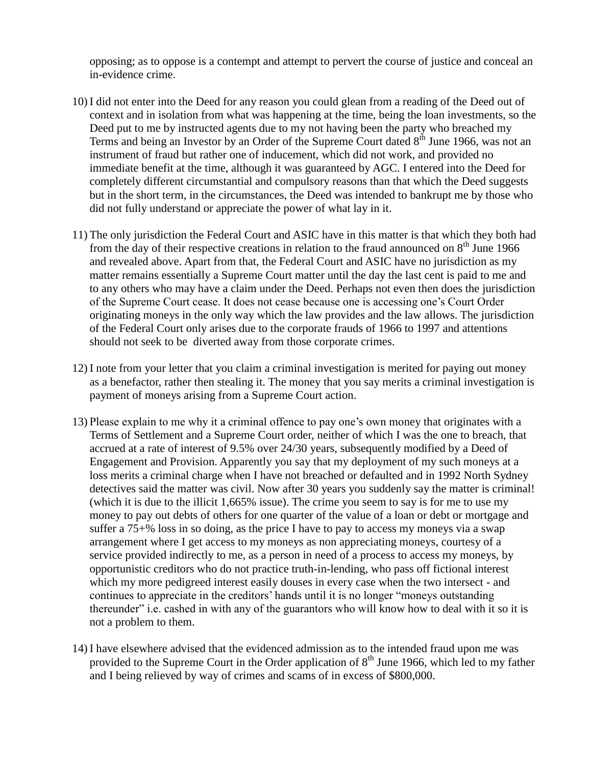opposing; as to oppose is a contempt and attempt to pervert the course of justice and conceal an in-evidence crime.

10) I did not enter into the Deed for any reason you could glean from a reading of the Deed out of context and in isolation from what was happening at the time, being the loan investments, so the Deed put to me by instructed agents due to my not having been the party who breached my Terms and being an Investor by an Order of the Supreme Court dated 8th June 1966, was not an instrument of fraud but rather one of inducement, which did not work, and provided no immediate benefit at the time, although it was guaranteed by AGC. I entered into the Deed for completely different circumstantial and compulsory reasons than that which the Deed suggests but in the short term, in the circumstances, the Deed was intended to bankrupt me by those who did not fully understand or appreciate the power of what lay in it.

11) The only jurisdiction the Federal Court and ASIC have in this matter is that which they both had from the day of their respective creations in relation to the fraud announced on 8th June 1966 and revealed above. Apart from that, the Federal Court and ASIC have no jurisdiction as my matter remains essentially a Supreme Court matter until the day the last cent is paid to me and to any others who may have a claim under the Deed. Perhaps not even then does the jurisdiction of the Supreme Court cease. It does not cease because one is accessing one's Court Order originating moneys in the only way which the law provides and the law allows. The jurisdiction of the Federal Court only arises due to the corporate frauds of 1966 to 1997 and attentions should not seek to be diverted away from those corporate crimes.

12) I note from your letter that you claim a criminal investigation is merited for paying out money as a benefactor, rather then stealing it. The money that you say merits a criminal investigation is payment of moneys arising from a Supreme Court action.

13) Please explain to me why it a criminal offence to pay one's own money that originates with a Terms of Settlement and a Supreme Court order, neither of which I was the one to breach, that accrued at a rate of interest of 9.5% over 24/30 years, subsequently modified by a Deed of Engagement and Provision. Apparently you say that my deployment of my such moneys at a loss merits a criminal charge when I have not breached or defaulted and in 1992 North Sydney detectives said the matter was civil. Now after 30 years you suddenly say the matter is criminal! (which it is due to the illicit 1,665% issue). The crime you seem to say is for me to use my money to pay out debts of others for one quarter of the value of a loan or debt or mortgage and suffer a 75+% loss in so doing, as the price I have to pay to access my moneys via a swap arrangement where I get access to my moneys as non appreciating moneys, courtesy of a service provided indirectly to me, as a person in need of a process to access my moneys, by opportunistic creditors who do not practice truth-in-lending, who pass off fictional interest which my more pedigreed interest easily douses in every case when the two intersect - and continues to appreciate in the creditors' hands until it is no longer "moneys outstanding thereunder" i.e. cashed in with any of the guarantors who will know how to deal with it so it is not a problem to them.

14) I have elsewhere advised that the evidenced admission as to the intended fraud upon me was provided to the Supreme Court in the Order application of 8th June 1966, which led to my father and I being relieved by way of crimes and scams of in excess of $800,000.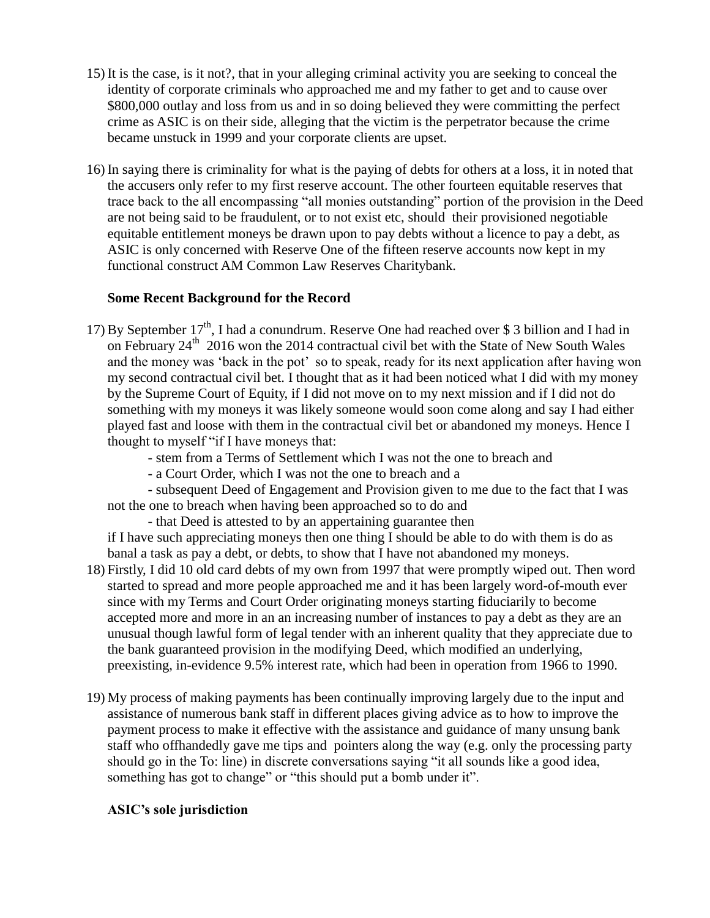15) It is the case, is it not?, that in your alleging criminal activity you are seeking to conceal the identity of corporate criminals who approached me and my father to get and to cause over \$800,000 outlay and loss from us and in so doing believed they were committing the perfect crime as ASIC is on their side, alleging that the victim is the perpetrator because the crime became unstuck in 1999 and your corporate clients are upset.

16) In saying there is criminality for what is the paying of debts for others at a loss, it in noted that the accusers only refer to my first reserve account. The other fourteen equitable reserves that trace back to the all encompassing "all monies outstanding" portion of the provision in the Deed are not being said to be fraudulent, or to not exist etc, should their provisioned negotiable equitable entitlement moneys be drawn upon to pay debts without a licence to pay a debt, as ASIC is only concerned with Reserve One of the fifteen reserve accounts now kept in my functional construct AM Common Law Reserves Charitybank.

**Some Recent Background for the Record**

17) By September 17th, I had a conundrum. Reserve One had reached over \$ 3 billion and I had in on February 24th 2016 won the 2014 contractual civil bet with the State of New South Wales and the money was 'back in the pot' so to speak, ready for its next application after having won my second contractual civil bet. I thought that as it had been noticed what I did with my money by the Supreme Court of Equity, if I did not move on to my next mission and if I did not do something with my moneys it was likely someone would soon come along and say I had either played fast and loose with them in the contractual civil bet or abandoned my moneys. Hence I thought to myself "if I have moneys that:

    - stem from a Terms of Settlement which I was not the one to breach and
    - a Court Order, which I was not the one to breach and a
    - subsequent Deed of Engagement and Provision given to me due to the fact that I was not the one to breach when having been approached so to do and
    - that Deed is attested to by an appertaining guarantee then

    if I have such appreciating moneys then one thing I should be able to do with them is do as banal a task as pay a debt, or debts, to show that I have not abandoned my moneys.

18) Firstly, I did 10 old card debts of my own from 1997 that were promptly wiped out. Then word started to spread and more people approached me and it has been largely word-of-mouth ever since with my Terms and Court Order originating moneys starting fiduciarily to become accepted more and more in an an increasing number of instances to pay a debt as they are an unusual though lawful form of legal tender with an inherent quality that they appreciate due to the bank guaranteed provision in the modifying Deed, which modified an underlying, preexisting, in-evidence 9.5% interest rate, which had been in operation from 1966 to 1990.

19) My process of making payments has been continually improving largely due to the input and assistance of numerous bank staff in different places giving advice as to how to improve the payment process to make it effective with the assistance and guidance of many unsung bank staff who offhandedly gave me tips and pointers along the way (e.g. only the processing party should go in the To: line) in discrete conversations saying "it all sounds like a good idea, something has got to change" or "this should put a bomb under it".

**ASIC's sole jurisdiction**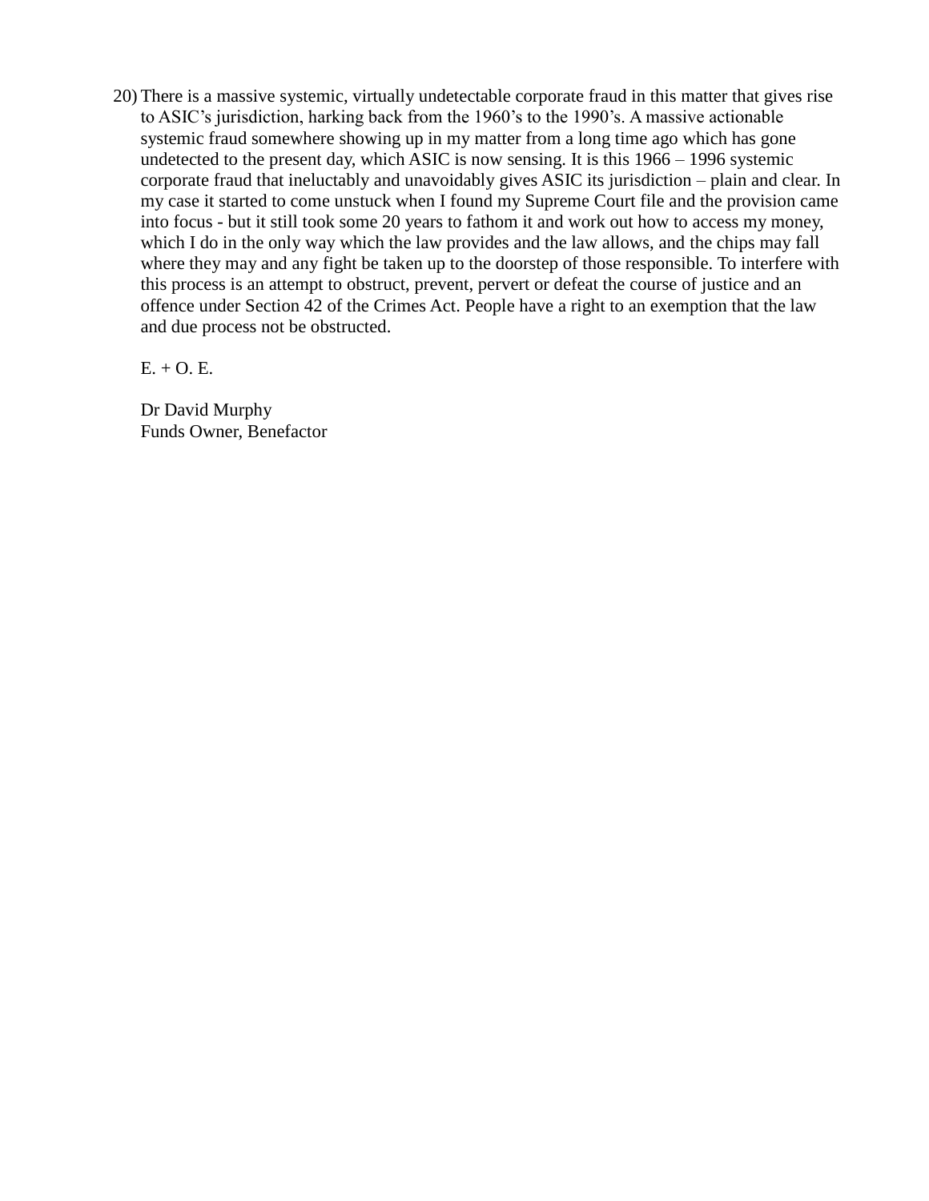20) There is a massive systemic, virtually undetectable corporate fraud in this matter that gives rise to ASIC's jurisdiction, harking back from the 1960's to the 1990's. A massive actionable systemic fraud somewhere showing up in my matter from a long time ago which has gone undetected to the present day, which ASIC is now sensing. It is this 1966 – 1996 systemic corporate fraud that ineluctably and unavoidably gives ASIC its jurisdiction – plain and clear. In my case it started to come unstuck when I found my Supreme Court file and the provision came into focus - but it still took some 20 years to fathom it and work out how to access my money, which I do in the only way which the law provides and the law allows, and the chips may fall where they may and any fight be taken up to the doorstep of those responsible. To interfere with this process is an attempt to obstruct, prevent, pervert or defeat the course of justice and an offence under Section 42 of the Crimes Act. People have a right to an exemption that the law and due process not be obstructed.

E. + O. E.

Dr David Murphy
Funds Owner, Benefactor